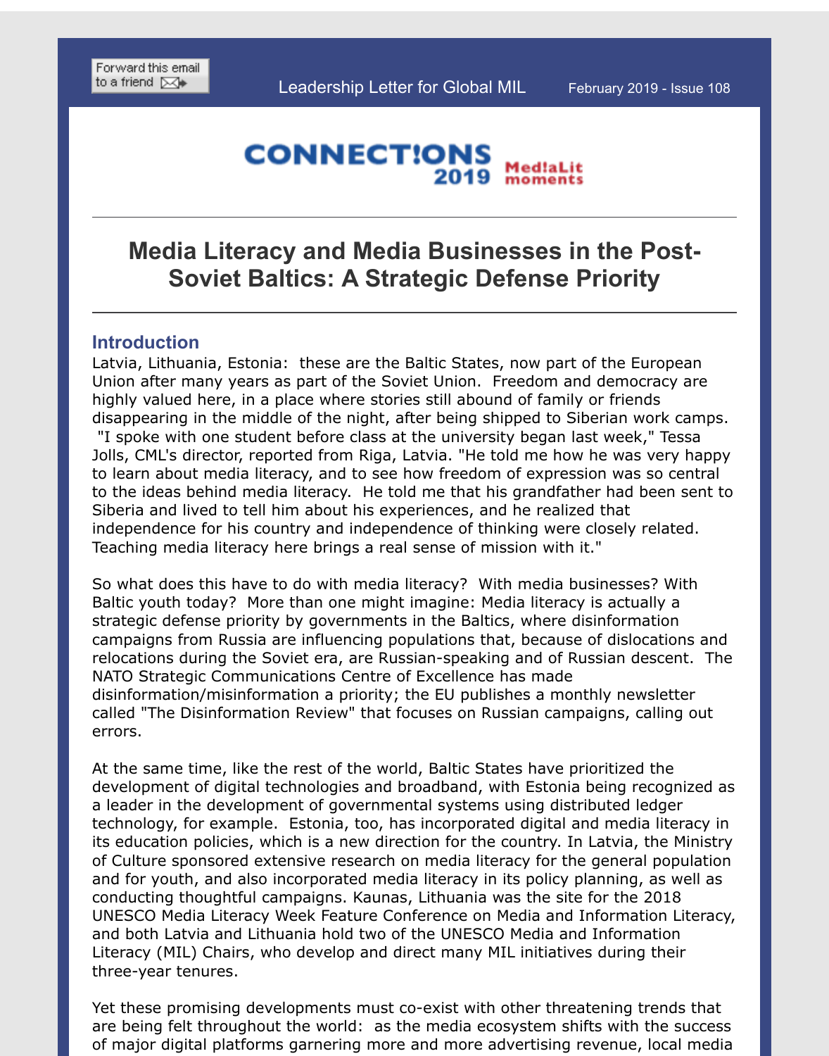Forward this email to a friend

Leadership Letter for Global MIL

February 2019 - Issue 108

CONNECT!ONS 2019 Med!aLit moments

# Media Literacy and Media Businesses in the Post-Soviet Baltics: A Strategic Defense Priority

## Introduction

Latvia, Lithuania, Estonia: these are the Baltic States, now part of the European Union after many years as part of the Soviet Union. Freedom and democracy are highly valued here, in a place where stories still abound of family or friends disappearing in the middle of the night, after being shipped to Siberian work camps. "I spoke with one student before class at the university began last week," Tessa Jolls, CML's director, reported from Riga, Latvia. "He told me how he was very happy to learn about media literacy, and to see how freedom of expression was so central to the ideas behind media literacy. He told me that his grandfather had been sent to Siberia and lived to tell him about his experiences, and he realized that independence for his country and independence of thinking were closely related. Teaching media literacy here brings a real sense of mission with it."

So what does this have to do with media literacy? With media businesses? With Baltic youth today? More than one might imagine: Media literacy is actually a strategic defense priority by governments in the Baltics, where disinformation campaigns from Russia are influencing populations that, because of dislocations and relocations during the Soviet era, are Russian-speaking and of Russian descent. The NATO Strategic Communications Centre of Excellence has made disinformation/misinformation a priority; the EU publishes a monthly newsletter called "The Disinformation Review" that focuses on Russian campaigns, calling out errors.

At the same time, like the rest of the world, Baltic States have prioritized the development of digital technologies and broadband, with Estonia being recognized as a leader in the development of governmental systems using distributed ledger technology, for example. Estonia, too, has incorporated digital and media literacy in its education policies, which is a new direction for the country. In Latvia, the Ministry of Culture sponsored extensive research on media literacy for the general population and for youth, and also incorporated media literacy in its policy planning, as well as conducting thoughtful campaigns. Kaunas, Lithuania was the site for the 2018 UNESCO Media Literacy Week Feature Conference on Media and Information Literacy, and both Latvia and Lithuania hold two of the UNESCO Media and Information Literacy (MIL) Chairs, who develop and direct many MIL initiatives during their three-year tenures.

Yet these promising developments must co-exist with other threatening trends that are being felt throughout the world: as the media ecosystem shifts with the success of major digital platforms garnering more and more advertising revenue, local media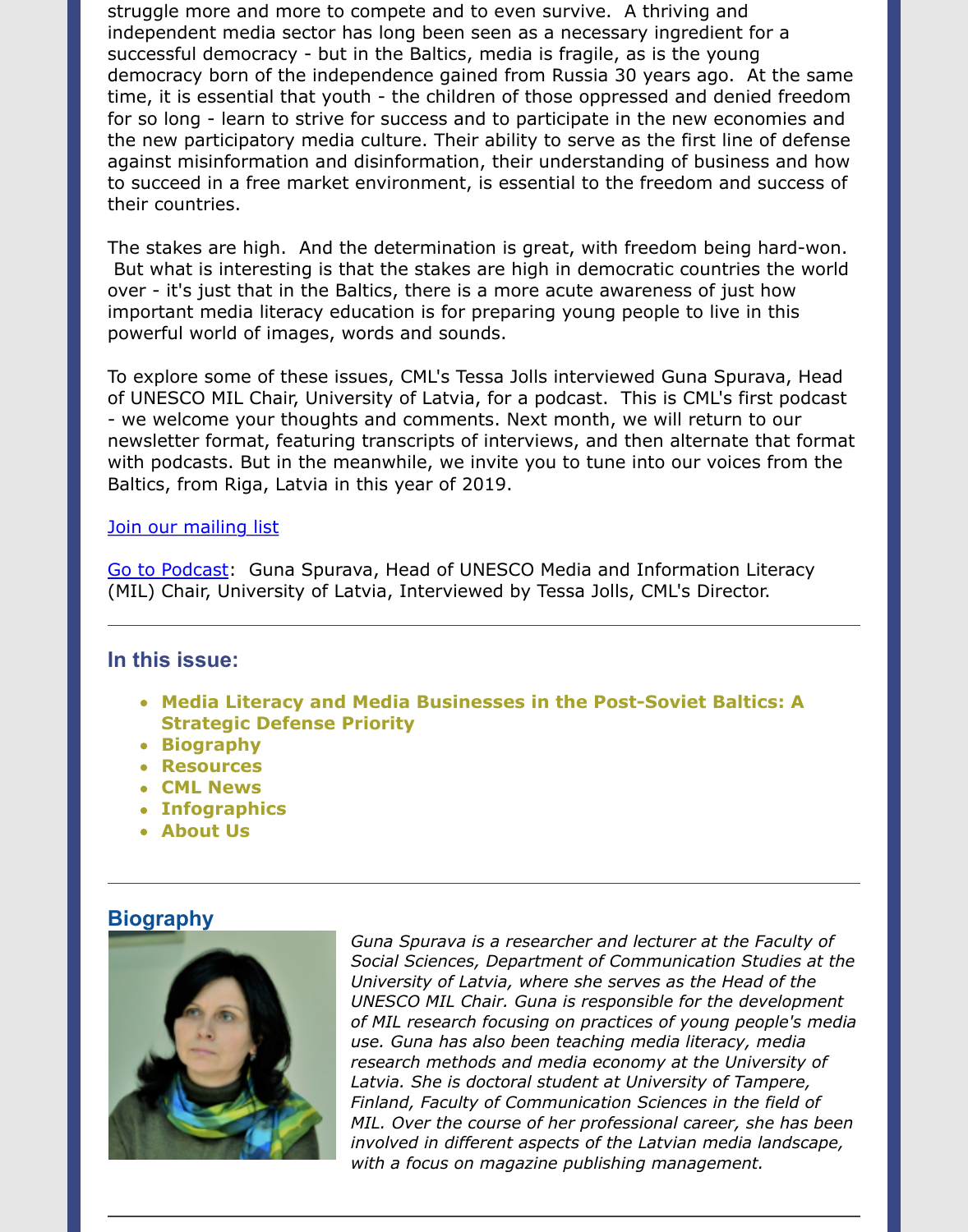struggle more and more to compete and to even survive. A thriving and independent media sector has long been seen as a necessary ingredient for a successful democracy - but in the Baltics, media is fragile, as is the young democracy born of the independence gained from Russia 30 years ago. At the same time, it is essential that youth - the children of those oppressed and denied freedom for so long - learn to strive for success and to participate in the new economies and the new participatory media culture. Their ability to serve as the first line of defense against misinformation and disinformation, their understanding of business and how to succeed in a free market environment, is essential to the freedom and success of their countries.

The stakes are high. And the determination is great, with freedom being hard-won. But what is interesting is that the stakes are high in democratic countries the world over - it's just that in the Baltics, there is a more acute awareness of just how important media literacy education is for preparing young people to live in this powerful world of images, words and sounds.

To explore some of these issues, CML's Tessa Jolls interviewed Guna Spurava, Head of UNESCO MIL Chair, University of Latvia, for a podcast. This is CML's first podcast - we welcome your thoughts and comments. Next month, we will return to our newsletter format, featuring transcripts of interviews, and then alternate that format with podcasts. But in the meanwhile, we invite you to tune into our voices from the Baltics, from Riga, Latvia in this year of 2019.

Join our mailing list

Go to Podcast: Guna Spurava, Head of UNESCO Media and Information Literacy (MIL) Chair, University of Latvia, Interviewed by Tessa Jolls, CML's Director.

---

## In this issue:

- **Media Literacy and Media Businesses in the Post-Soviet Baltics: A Strategic Defense Priority**
- **Biography**
- **Resources**
- **CML News**
- **Infographics**
- **About Us**

---

## Biography

*Guna Spurava is a researcher and lecturer at the Faculty of Social Sciences, Department of Communication Studies at the University of Latvia, where she serves as the Head of the UNESCO MIL Chair. Guna is responsible for the development of MIL research focusing on practices of young people's media use. Guna has also been teaching media literacy, media research methods and media economy at the University of Latvia. She is doctoral student at University of Tampere, Finland, Faculty of Communication Sciences in the field of MIL. Over the course of her professional career, she has been involved in different aspects of the Latvian media landscape, with a focus on magazine publishing management.*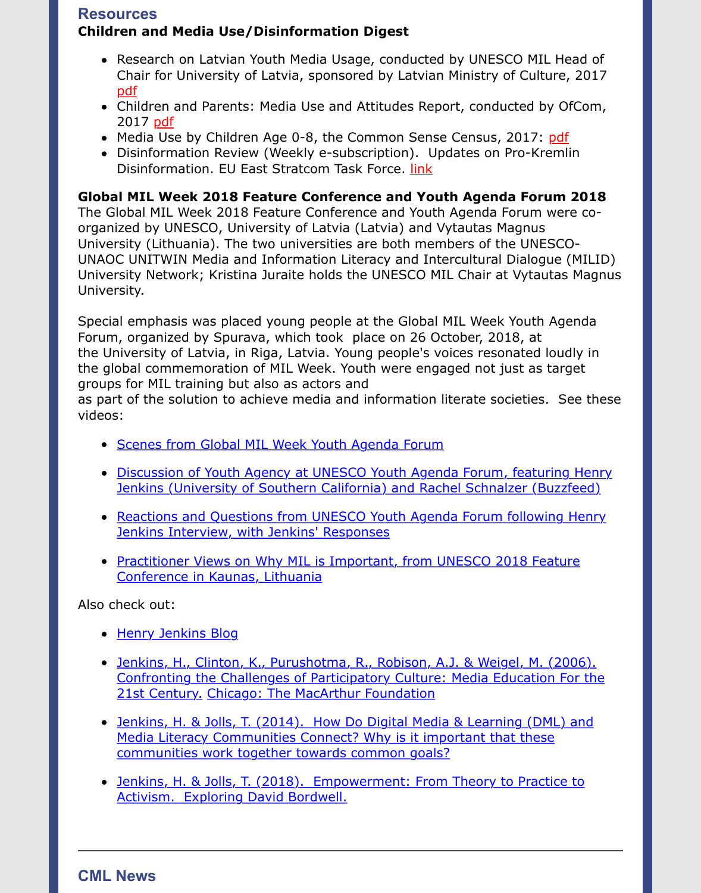## Resources

### Children and Media Use/Disinformation Digest

- Research on Latvian Youth Media Usage, conducted by UNESCO MIL Head of Chair for University of Latvia, sponsored by Latvian Ministry of Culture, 2017 pdf
- Children and Parents: Media Use and Attitudes Report, conducted by OfCom, 2017 pdf
- Media Use by Children Age 0-8, the Common Sense Census, 2017: pdf
- Disinformation Review (Weekly e-subscription). Updates on Pro-Kremlin Disinformation. EU East Stratcom Task Force. link

**Global MIL Week 2018 Feature Conference and Youth Agenda Forum 2018**

The Global MIL Week 2018 Feature Conference and Youth Agenda Forum were co-organized by UNESCO, University of Latvia (Latvia) and Vytautas Magnus University (Lithuania). The two universities are both members of the UNESCO-UNAOC UNITWIN Media and Information Literacy and Intercultural Dialogue (MILID) University Network; Kristina Juraite holds the UNESCO MIL Chair at Vytautas Magnus University.

Special emphasis was placed young people at the Global MIL Week Youth Agenda Forum, organized by Spurava, which took place on 26 October, 2018, at the University of Latvia, in Riga, Latvia. Young people's voices resonated loudly in the global commemoration of MIL Week. Youth were engaged not just as target groups for MIL training but also as actors and as part of the solution to achieve media and information literate societies. See these videos:

- Scenes from Global MIL Week Youth Agenda Forum
- Discussion of Youth Agency at UNESCO Youth Agenda Forum, featuring Henry Jenkins (University of Southern California) and Rachel Schnalzer (Buzzfeed)
- Reactions and Questions from UNESCO Youth Agenda Forum following Henry Jenkins Interview, with Jenkins' Responses
- Practitioner Views on Why MIL is Important, from UNESCO 2018 Feature Conference in Kaunas, Lithuania

Also check out:

- Henry Jenkins Blog
- Jenkins, H., Clinton, K., Purushotma, R., Robison, A.J. & Weigel, M. (2006). Confronting the Challenges of Participatory Culture: Media Education For the 21st Century. Chicago: The MacArthur Foundation
- Jenkins, H. & Jolls, T. (2014). How Do Digital Media & Learning (DML) and Media Literacy Communities Connect? Why is it important that these communities work together towards common goals?
- Jenkins, H. & Jolls, T. (2018). Empowerment: From Theory to Practice to Activism. Exploring David Bordwell.

---

## CML News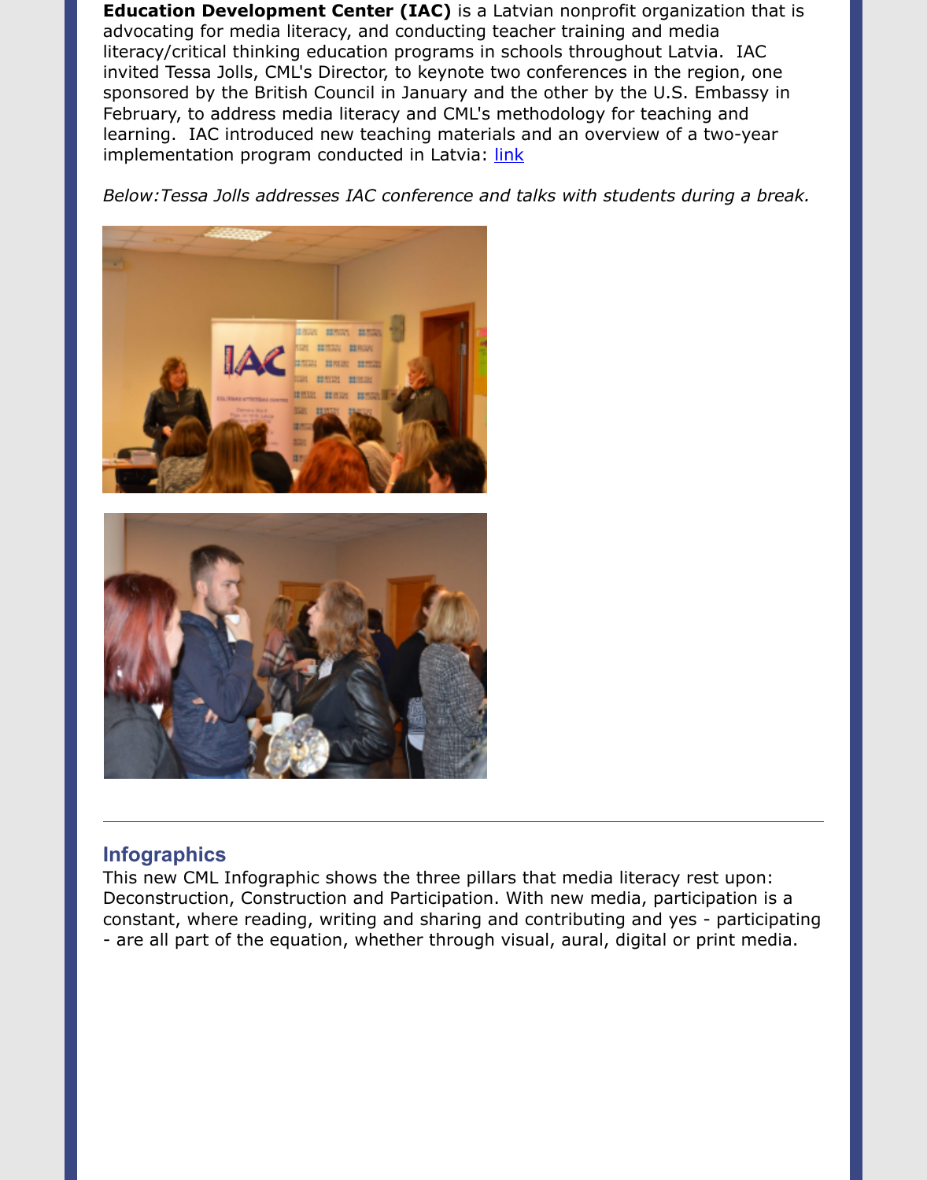**Education Development Center (IAC)** is a Latvian nonprofit organization that is advocating for media literacy, and conducting teacher training and media literacy/critical thinking education programs in schools throughout Latvia. IAC invited Tessa Jolls, CML's Director, to keynote two conferences in the region, one sponsored by the British Council in January and the other by the U.S. Embassy in February, to address media literacy and CML's methodology for teaching and learning. IAC introduced new teaching materials and an overview of a two-year implementation program conducted in Latvia: [link]

*Below:Tessa Jolls addresses IAC conference and talks with students during a break.*

---

## Infographics

This new CML Infographic shows the three pillars that media literacy rest upon: Deconstruction, Construction and Participation. With new media, participation is a constant, where reading, writing and sharing and contributing and yes - participating - are all part of the equation, whether through visual, aural, digital or print media.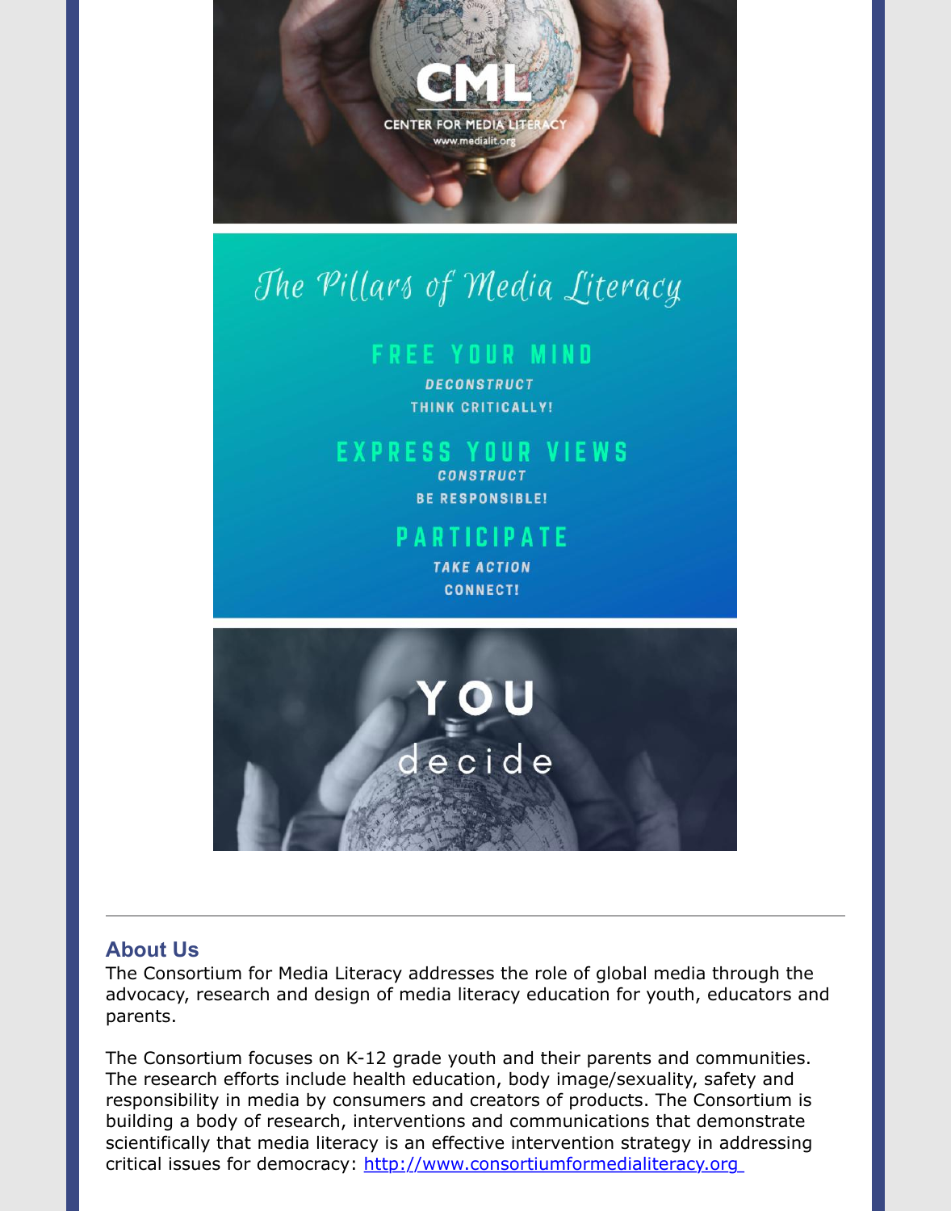CML

CENTER FOR MEDIA LITERACY

www.medialit.org

The Pillars of Media Literacy

FREE YOUR MIND

*DECONSTRUCT*

THINK CRITICALLY!

EXPRESS YOUR VIEWS

*CONSTRUCT*

BE RESPONSIBLE!

PARTICIPATE

*TAKE ACTION*

CONNECT!

YOU

decide

---

## About Us

The Consortium for Media Literacy addresses the role of global media through the advocacy, research and design of media literacy education for youth, educators and parents.

The Consortium focuses on K-12 grade youth and their parents and communities. The research efforts include health education, body image/sexuality, safety and responsibility in media by consumers and creators of products. The Consortium is building a body of research, interventions and communications that demonstrate scientifically that media literacy is an effective intervention strategy in addressing critical issues for democracy: http://www.consortiumformedialiteracy.org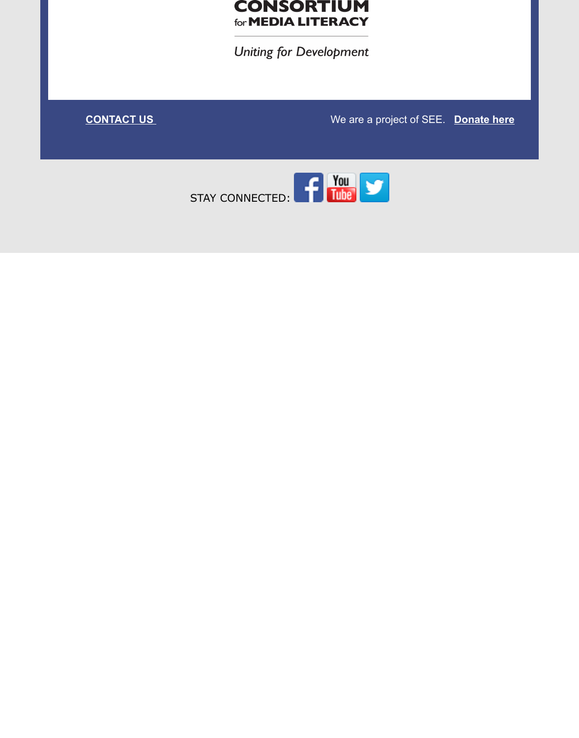CONSORTIUM
for MEDIA LITERACY

*Uniting for Development*

**CONTACT US**

We are a project of SEE. **Donate here**

STAY CONNECTED: